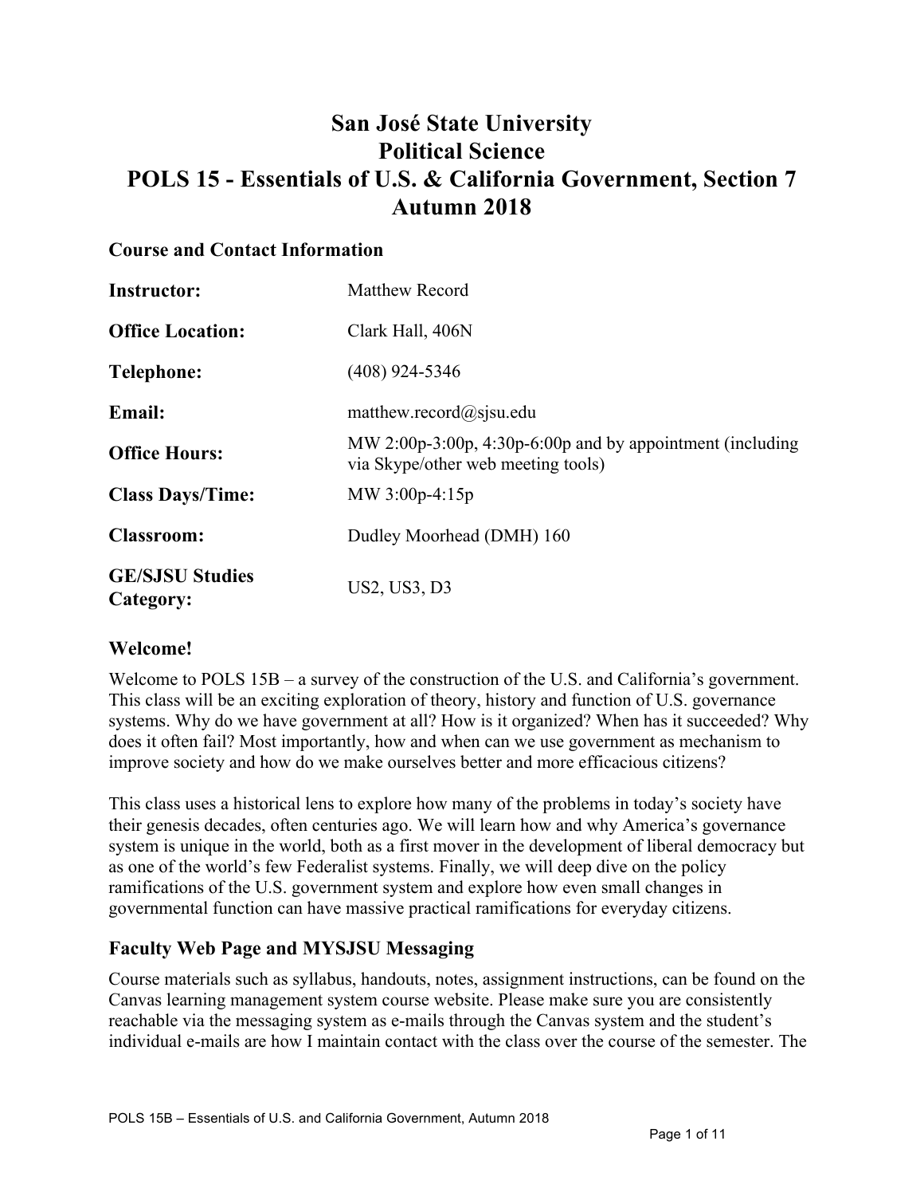# San José State University
# Political Science
# POLS 15 - Essentials of U.S. & California Government, Section 7
# Autumn 2018

## Course and Contact Information

| | |
|---|---|
| **Instructor:** | Matthew Record |
| **Office Location:** | Clark Hall, 406N |
| **Telephone:** | (408) 924-5346 |
| **Email:** | matthew.record@sjsu.edu |
| **Office Hours:** | MW 2:00p-3:00p, 4:30p-6:00p and by appointment (including via Skype/other web meeting tools) |
| **Class Days/Time:** | MW 3:00p-4:15p |
| **Classroom:** | Dudley Moorhead (DMH) 160 |
| **GE/SJSU Studies Category:** | US2, US3, D3 |

## Welcome!

Welcome to POLS 15B – a survey of the construction of the U.S. and California's government. This class will be an exciting exploration of theory, history and function of U.S. governance systems. Why do we have government at all? How is it organized? When has it succeeded? Why does it often fail? Most importantly, how and when can we use government as mechanism to improve society and how do we make ourselves better and more efficacious citizens?

This class uses a historical lens to explore how many of the problems in today's society have their genesis decades, often centuries ago. We will learn how and why America's governance system is unique in the world, both as a first mover in the development of liberal democracy but as one of the world's few Federalist systems. Finally, we will deep dive on the policy ramifications of the U.S. government system and explore how even small changes in governmental function can have massive practical ramifications for everyday citizens.

## Faculty Web Page and MYSJSU Messaging

Course materials such as syllabus, handouts, notes, assignment instructions, can be found on the Canvas learning management system course website. Please make sure you are consistently reachable via the messaging system as e-mails through the Canvas system and the student's individual e-mails are how I maintain contact with the class over the course of the semester. The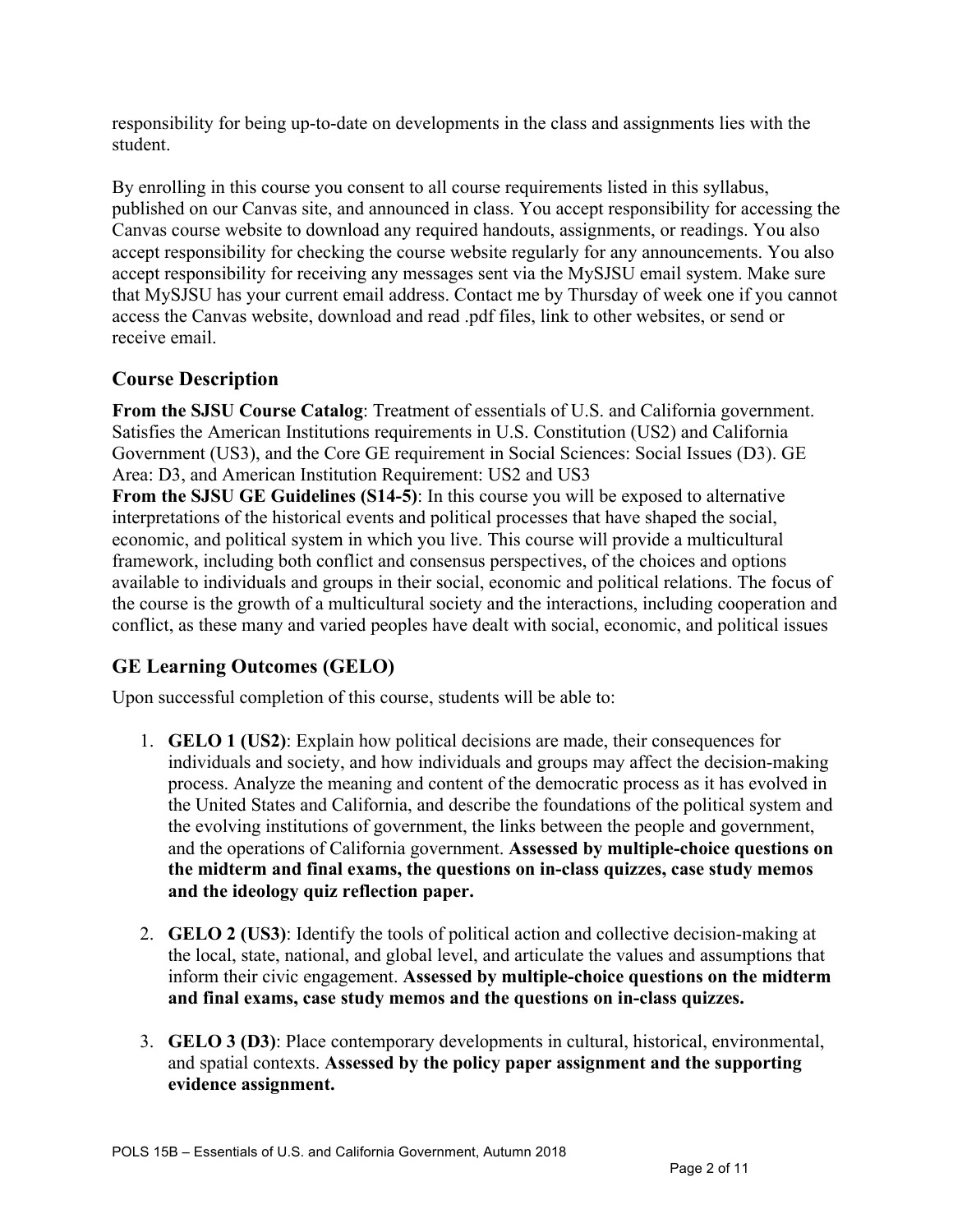responsibility for being up-to-date on developments in the class and assignments lies with the student.

By enrolling in this course you consent to all course requirements listed in this syllabus, published on our Canvas site, and announced in class. You accept responsibility for accessing the Canvas course website to download any required handouts, assignments, or readings. You also accept responsibility for checking the course website regularly for any announcements. You also accept responsibility for receiving any messages sent via the MySJSU email system. Make sure that MySJSU has your current email address. Contact me by Thursday of week one if you cannot access the Canvas website, download and read .pdf files, link to other websites, or send or receive email.

## Course Description

**From the SJSU Course Catalog**: Treatment of essentials of U.S. and California government. Satisfies the American Institutions requirements in U.S. Constitution (US2) and California Government (US3), and the Core GE requirement in Social Sciences: Social Issues (D3). GE Area: D3, and American Institution Requirement: US2 and US3

**From the SJSU GE Guidelines (S14-5)**: In this course you will be exposed to alternative interpretations of the historical events and political processes that have shaped the social, economic, and political system in which you live. This course will provide a multicultural framework, including both conflict and consensus perspectives, of the choices and options available to individuals and groups in their social, economic and political relations. The focus of the course is the growth of a multicultural society and the interactions, including cooperation and conflict, as these many and varied peoples have dealt with social, economic, and political issues

## GE Learning Outcomes (GELO)

Upon successful completion of this course, students will be able to:

1. **GELO 1 (US2)**: Explain how political decisions are made, their consequences for individuals and society, and how individuals and groups may affect the decision-making process. Analyze the meaning and content of the democratic process as it has evolved in the United States and California, and describe the foundations of the political system and the evolving institutions of government, the links between the people and government, and the operations of California government. **Assessed by multiple-choice questions on the midterm and final exams, the questions on in-class quizzes, case study memos and the ideology quiz reflection paper.**

2. **GELO 2 (US3)**: Identify the tools of political action and collective decision-making at the local, state, national, and global level, and articulate the values and assumptions that inform their civic engagement. **Assessed by multiple-choice questions on the midterm and final exams, case study memos and the questions on in-class quizzes.**

3. **GELO 3 (D3)**: Place contemporary developments in cultural, historical, environmental, and spatial contexts. **Assessed by the policy paper assignment and the supporting evidence assignment.**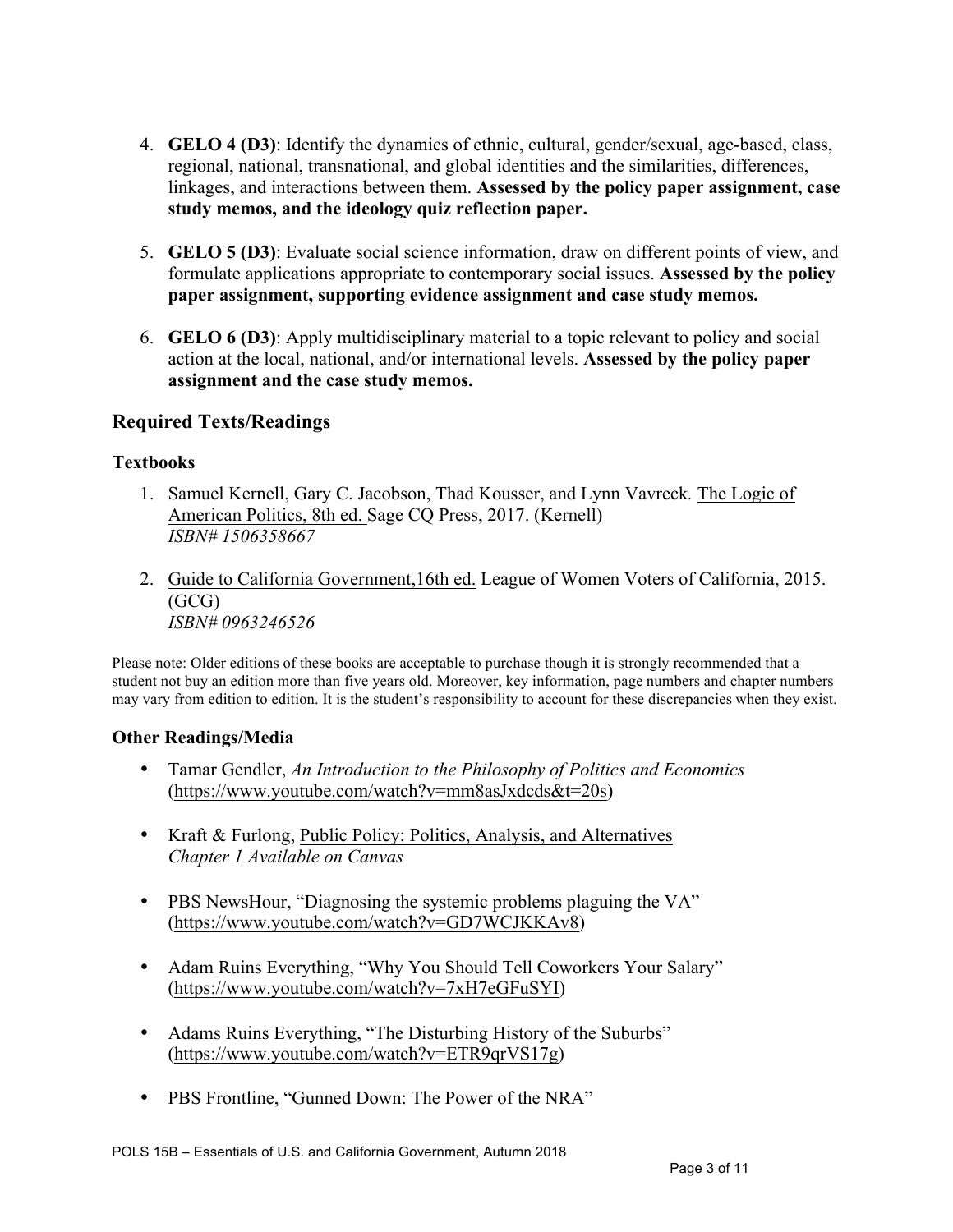4. **GELO 4 (D3)**: Identify the dynamics of ethnic, cultural, gender/sexual, age-based, class, regional, national, transnational, and global identities and the similarities, differences, linkages, and interactions between them. **Assessed by the policy paper assignment, case study memos, and the ideology quiz reflection paper.**

5. **GELO 5 (D3)**: Evaluate social science information, draw on different points of view, and formulate applications appropriate to contemporary social issues. **Assessed by the policy paper assignment, supporting evidence assignment and case study memos.**

6. **GELO 6 (D3)**: Apply multidisciplinary material to a topic relevant to policy and social action at the local, national, and/or international levels. **Assessed by the policy paper assignment and the case study memos.**

## Required Texts/Readings

### Textbooks

1. Samuel Kernell, Gary C. Jacobson, Thad Kousser, and Lynn Vavreck. The Logic of American Politics, 8th ed. Sage CQ Press, 2017. (Kernell)
   *ISBN# 1506358667*

2. Guide to California Government,16th ed. League of Women Voters of California, 2015. (GCG)
   *ISBN# 0963246526*

Please note: Older editions of these books are acceptable to purchase though it is strongly recommended that a student not buy an edition more than five years old. Moreover, key information, page numbers and chapter numbers may vary from edition to edition. It is the student's responsibility to account for these discrepancies when they exist.

### Other Readings/Media

- Tamar Gendler, *An Introduction to the Philosophy of Politics and Economics* (https://www.youtube.com/watch?v=mm8asJxdcds&t=20s)
- Kraft & Furlong, Public Policy: Politics, Analysis, and Alternatives
  *Chapter 1 Available on Canvas*
- PBS NewsHour, "Diagnosing the systemic problems plaguing the VA" (https://www.youtube.com/watch?v=GD7WCJKKAv8)
- Adam Ruins Everything, "Why You Should Tell Coworkers Your Salary" (https://www.youtube.com/watch?v=7xH7eGFuSYI)
- Adams Ruins Everything, "The Disturbing History of the Suburbs" (https://www.youtube.com/watch?v=ETR9qrVS17g)
- PBS Frontline, "Gunned Down: The Power of the NRA"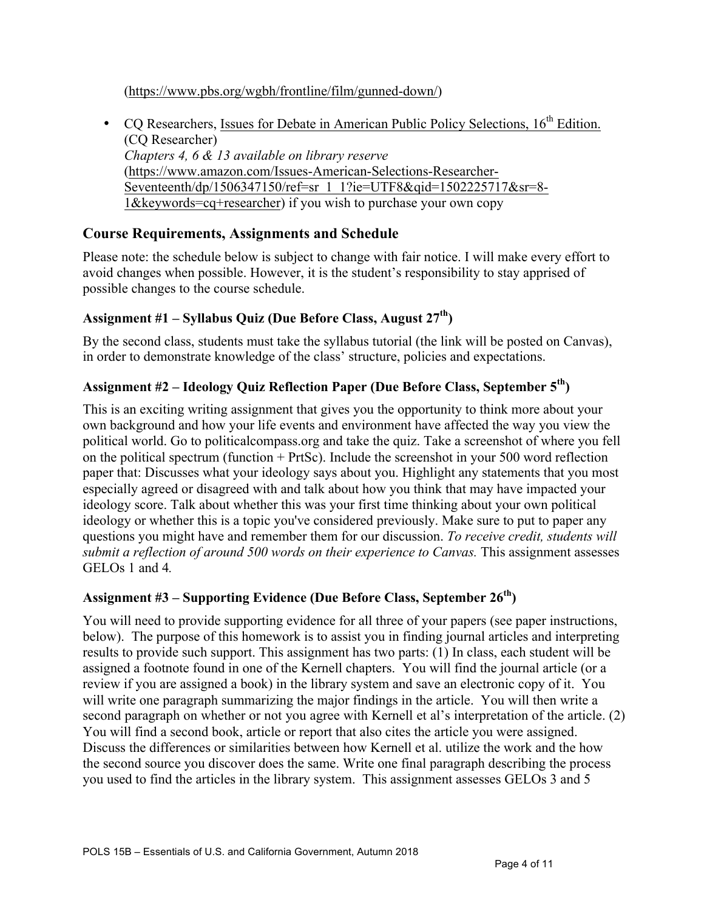(https://www.pbs.org/wgbh/frontline/film/gunned-down/)

- CQ Researchers, Issues for Debate in American Public Policy Selections, 16th Edition. (CQ Researcher)
  *Chapters 4, 6 & 13 available on library reserve*
  (https://www.amazon.com/Issues-American-Selections-Researcher-Seventeenth/dp/1506347150/ref=sr_1_1?ie=UTF8&qid=1502225717&sr=8-1&keywords=cq+researcher) if you wish to purchase your own copy

## Course Requirements, Assignments and Schedule

Please note: the schedule below is subject to change with fair notice. I will make every effort to avoid changes when possible. However, it is the student's responsibility to stay apprised of possible changes to the course schedule.

### Assignment #1 – Syllabus Quiz (Due Before Class, August 27th)

By the second class, students must take the syllabus tutorial (the link will be posted on Canvas), in order to demonstrate knowledge of the class' structure, policies and expectations.

### Assignment #2 – Ideology Quiz Reflection Paper (Due Before Class, September 5th)

This is an exciting writing assignment that gives you the opportunity to think more about your own background and how your life events and environment have affected the way you view the political world. Go to politicalcompass.org and take the quiz. Take a screenshot of where you fell on the political spectrum (function + PrtSc). Include the screenshot in your 500 word reflection paper that: Discusses what your ideology says about you. Highlight any statements that you most especially agreed or disagreed with and talk about how you think that may have impacted your ideology score. Talk about whether this was your first time thinking about your own political ideology or whether this is a topic you've considered previously. Make sure to put to paper any questions you might have and remember them for our discussion. *To receive credit, students will submit a reflection of around 500 words on their experience to Canvas.* This assignment assesses GELOs 1 and 4.

### Assignment #3 – Supporting Evidence (Due Before Class, September 26th)

You will need to provide supporting evidence for all three of your papers (see paper instructions, below). The purpose of this homework is to assist you in finding journal articles and interpreting results to provide such support. This assignment has two parts: (1) In class, each student will be assigned a footnote found in one of the Kernell chapters. You will find the journal article (or a review if you are assigned a book) in the library system and save an electronic copy of it. You will write one paragraph summarizing the major findings in the article. You will then write a second paragraph on whether or not you agree with Kernell et al's interpretation of the article. (2) You will find a second book, article or report that also cites the article you were assigned. Discuss the differences or similarities between how Kernell et al. utilize the work and the how the second source you discover does the same. Write one final paragraph describing the process you used to find the articles in the library system. This assignment assesses GELOs 3 and 5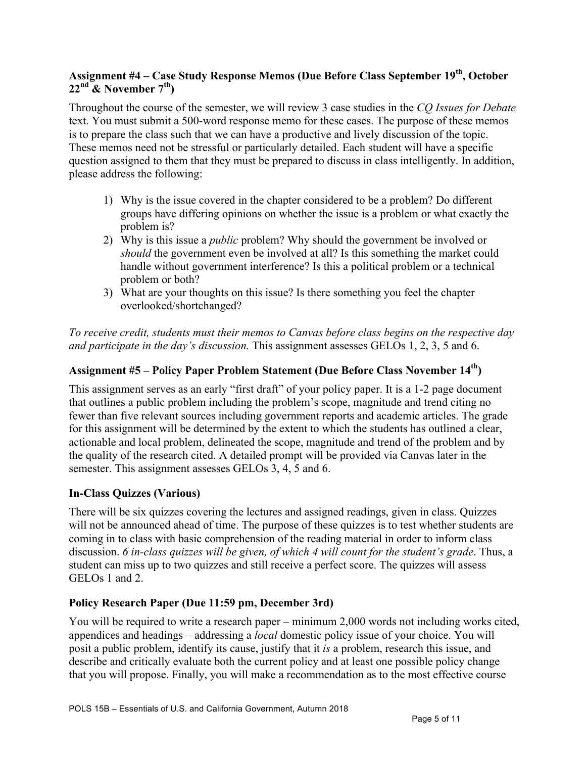### Assignment #4 – Case Study Response Memos (Due Before Class September 19th, October 22nd & November 7th)

Throughout the course of the semester, we will review 3 case studies in the *CQ Issues for Debate* text. You must submit a 500-word response memo for these cases. The purpose of these memos is to prepare the class such that we can have a productive and lively discussion of the topic. These memos need not be stressful or particularly detailed. Each student will have a specific question assigned to them that they must be prepared to discuss in class intelligently. In addition, please address the following:

1) Why is the issue covered in the chapter considered to be a problem? Do different groups have differing opinions on whether the issue is a problem or what exactly the problem is?
2) Why is this issue a *public* problem? Why should the government be involved or *should* the government even be involved at all? Is this something the market could handle without government interference? Is this a political problem or a technical problem or both?
3) What are your thoughts on this issue? Is there something you feel the chapter overlooked/shortchanged?

*To receive credit, students must their memos to Canvas before class begins on the respective day and participate in the day's discussion.* This assignment assesses GELOs 1, 2, 3, 5 and 6.

### Assignment #5 – Policy Paper Problem Statement (Due Before Class November 14th)

This assignment serves as an early "first draft" of your policy paper. It is a 1-2 page document that outlines a public problem including the problem's scope, magnitude and trend citing no fewer than five relevant sources including government reports and academic articles. The grade for this assignment will be determined by the extent to which the students has outlined a clear, actionable and local problem, delineated the scope, magnitude and trend of the problem and by the quality of the research cited. A detailed prompt will be provided via Canvas later in the semester. This assignment assesses GELOs 3, 4, 5 and 6.

### In-Class Quizzes (Various)

There will be six quizzes covering the lectures and assigned readings, given in class. Quizzes will not be announced ahead of time. The purpose of these quizzes is to test whether students are coming in to class with basic comprehension of the reading material in order to inform class discussion. *6 in-class quizzes will be given, of which 4 will count for the student's grade*. Thus, a student can miss up to two quizzes and still receive a perfect score. The quizzes will assess GELOs 1 and 2.

### Policy Research Paper (Due 11:59 pm, December 3rd)

You will be required to write a research paper – minimum 2,000 words not including works cited, appendices and headings – addressing a *local* domestic policy issue of your choice. You will posit a public problem, identify its cause, justify that it *is* a problem, research this issue, and describe and critically evaluate both the current policy and at least one possible policy change that you will propose. Finally, you will make a recommendation as to the most effective course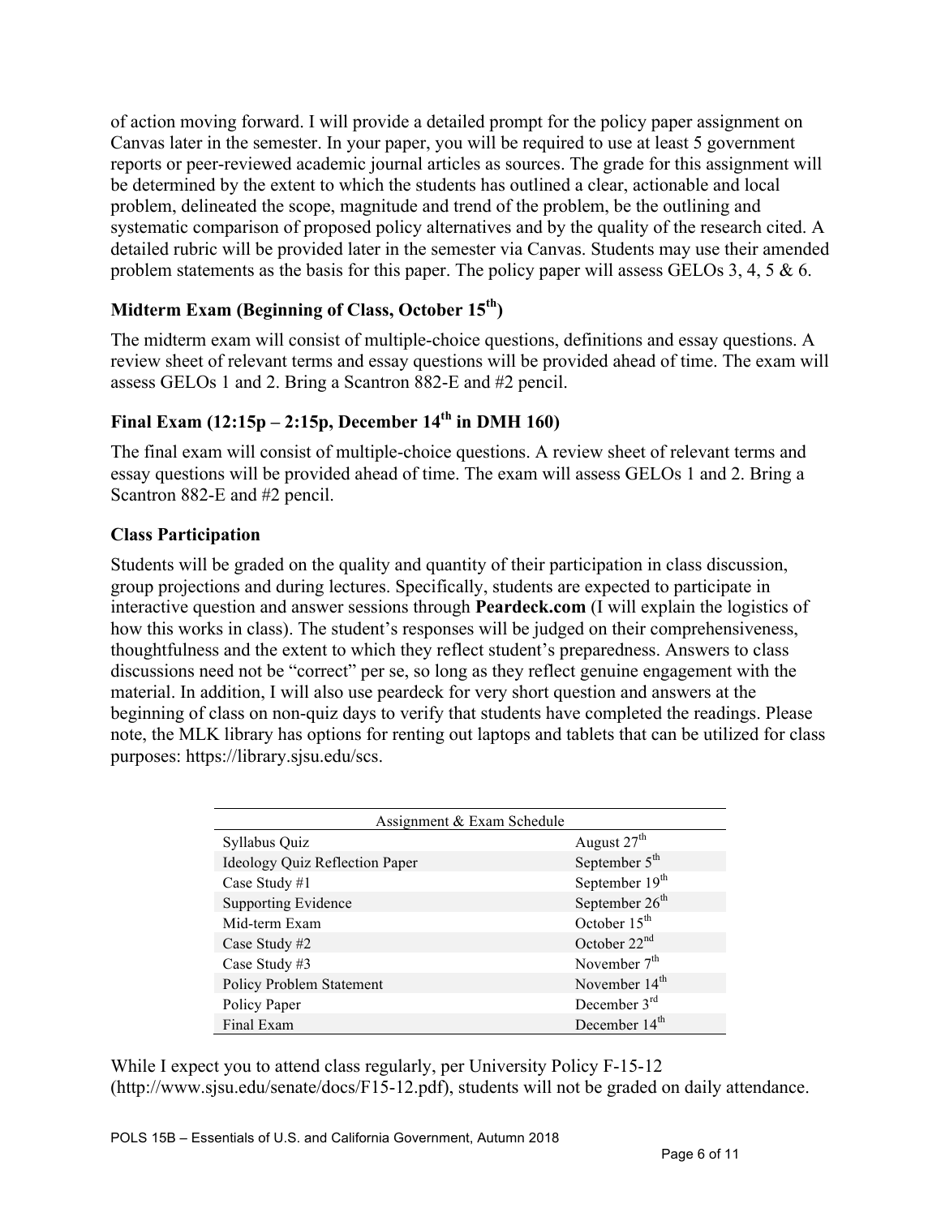of action moving forward. I will provide a detailed prompt for the policy paper assignment on Canvas later in the semester. In your paper, you will be required to use at least 5 government reports or peer-reviewed academic journal articles as sources. The grade for this assignment will be determined by the extent to which the students has outlined a clear, actionable and local problem, delineated the scope, magnitude and trend of the problem, be the outlining and systematic comparison of proposed policy alternatives and by the quality of the research cited. A detailed rubric will be provided later in the semester via Canvas. Students may use their amended problem statements as the basis for this paper. The policy paper will assess GELOs 3, 4, 5 & 6.

### Midterm Exam (Beginning of Class, October 15th)

The midterm exam will consist of multiple-choice questions, definitions and essay questions. A review sheet of relevant terms and essay questions will be provided ahead of time. The exam will assess GELOs 1 and 2. Bring a Scantron 882-E and #2 pencil.

### Final Exam (12:15p – 2:15p, December 14th in DMH 160)

The final exam will consist of multiple-choice questions. A review sheet of relevant terms and essay questions will be provided ahead of time. The exam will assess GELOs 1 and 2. Bring a Scantron 882-E and #2 pencil.

### Class Participation

Students will be graded on the quality and quantity of their participation in class discussion, group projections and during lectures. Specifically, students are expected to participate in interactive question and answer sessions through **Peardeck.com** (I will explain the logistics of how this works in class). The student's responses will be judged on their comprehensiveness, thoughtfulness and the extent to which they reflect student's preparedness. Answers to class discussions need not be "correct" per se, so long as they reflect genuine engagement with the material. In addition, I will also use peardeck for very short question and answers at the beginning of class on non-quiz days to verify that students have completed the readings. Please note, the MLK library has options for renting out laptops and tablets that can be utilized for class purposes: https://library.sjsu.edu/scs.

| Assignment & Exam Schedule | |
|---|---|
| Syllabus Quiz | August 27th |
| Ideology Quiz Reflection Paper | September 5th |
| Case Study #1 | September 19th |
| Supporting Evidence | September 26th |
| Mid-term Exam | October 15th |
| Case Study #2 | October 22nd |
| Case Study #3 | November 7th |
| Policy Problem Statement | November 14th |
| Policy Paper | December 3rd |
| Final Exam | December 14th |

While I expect you to attend class regularly, per University Policy F-15-12 (http://www.sjsu.edu/senate/docs/F15-12.pdf), students will not be graded on daily attendance.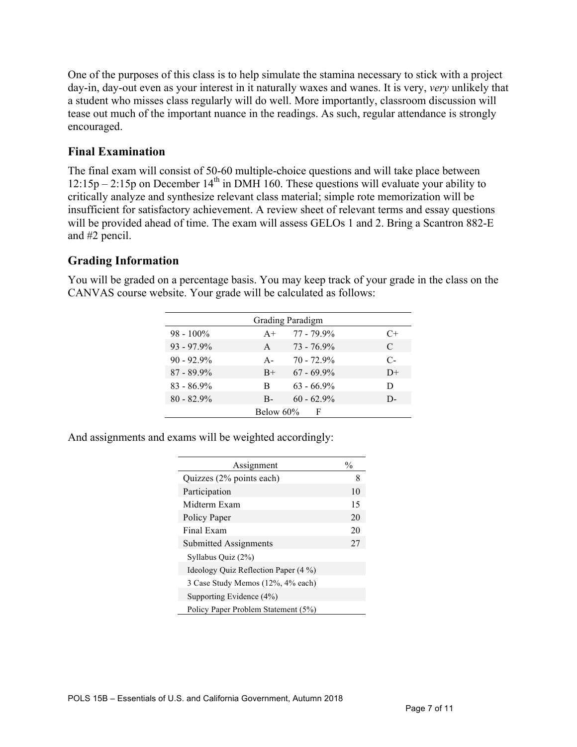One of the purposes of this class is to help simulate the stamina necessary to stick with a project day-in, day-out even as your interest in it naturally waxes and wanes. It is very, *very* unlikely that a student who misses class regularly will do well. More importantly, classroom discussion will tease out much of the important nuance in the readings. As such, regular attendance is strongly encouraged.

## Final Examination

The final exam will consist of 50-60 multiple-choice questions and will take place between 12:15p – 2:15p on December 14th in DMH 160. These questions will evaluate your ability to critically analyze and synthesize relevant class material; simple rote memorization will be insufficient for satisfactory achievement. A review sheet of relevant terms and essay questions will be provided ahead of time. The exam will assess GELOs 1 and 2. Bring a Scantron 882-E and #2 pencil.

## Grading Information

You will be graded on a percentage basis. You may keep track of your grade in the class on the CANVAS course website. Your grade will be calculated as follows:

| Grading Paradigm | | | |
|---|---|---|---|
| 98 - 100% | A+ | 77 - 79.9% | C+ |
| 93 - 97.9% | A | 73 - 76.9% | C |
| 90 - 92.9% | A- | 70 - 72.9% | C- |
| 87 - 89.9% | B+ | 67 - 69.9% | D+ |
| 83 - 86.9% | B | 63 - 66.9% | D |
| 80 - 82.9% | B- | 60 - 62.9% | D- |
| Below 60% | F | | |

And assignments and exams will be weighted accordingly:

| Assignment | % |
|---|---|
| Quizzes (2% points each) | 8 |
| Participation | 10 |
| Midterm Exam | 15 |
| Policy Paper | 20 |
| Final Exam | 20 |
| Submitted Assignments | 27 |
| Syllabus Quiz (2%) | |
| Ideology Quiz Reflection Paper (4 %) | |
| 3 Case Study Memos (12%, 4% each) | |
| Supporting Evidence (4%) | |
| Policy Paper Problem Statement (5%) | |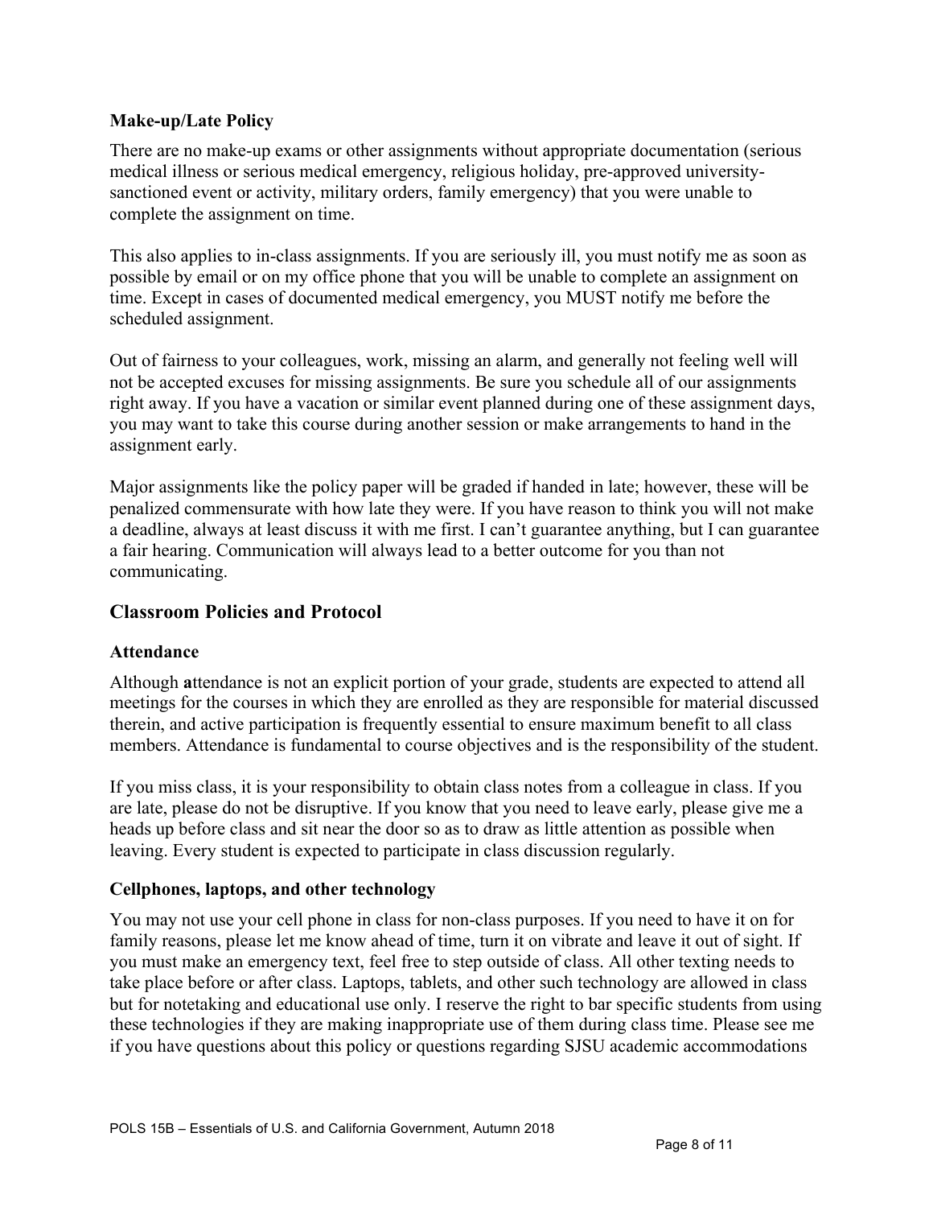### Make-up/Late Policy

There are no make-up exams or other assignments without appropriate documentation (serious medical illness or serious medical emergency, religious holiday, pre-approved university-sanctioned event or activity, military orders, family emergency) that you were unable to complete the assignment on time.

This also applies to in-class assignments. If you are seriously ill, you must notify me as soon as possible by email or on my office phone that you will be unable to complete an assignment on time. Except in cases of documented medical emergency, you MUST notify me before the scheduled assignment.

Out of fairness to your colleagues, work, missing an alarm, and generally not feeling well will not be accepted excuses for missing assignments. Be sure you schedule all of our assignments right away. If you have a vacation or similar event planned during one of these assignment days, you may want to take this course during another session or make arrangements to hand in the assignment early.

Major assignments like the policy paper will be graded if handed in late; however, these will be penalized commensurate with how late they were. If you have reason to think you will not make a deadline, always at least discuss it with me first. I can't guarantee anything, but I can guarantee a fair hearing. Communication will always lead to a better outcome for you than not communicating.

## Classroom Policies and Protocol

### Attendance

Although **a**ttendance is not an explicit portion of your grade, students are expected to attend all meetings for the courses in which they are enrolled as they are responsible for material discussed therein, and active participation is frequently essential to ensure maximum benefit to all class members. Attendance is fundamental to course objectives and is the responsibility of the student.

If you miss class, it is your responsibility to obtain class notes from a colleague in class. If you are late, please do not be disruptive. If you know that you need to leave early, please give me a heads up before class and sit near the door so as to draw as little attention as possible when leaving. Every student is expected to participate in class discussion regularly.

### Cellphones, laptops, and other technology

You may not use your cell phone in class for non-class purposes. If you need to have it on for family reasons, please let me know ahead of time, turn it on vibrate and leave it out of sight. If you must make an emergency text, feel free to step outside of class. All other texting needs to take place before or after class. Laptops, tablets, and other such technology are allowed in class but for notetaking and educational use only. I reserve the right to bar specific students from using these technologies if they are making inappropriate use of them during class time. Please see me if you have questions about this policy or questions regarding SJSU academic accommodations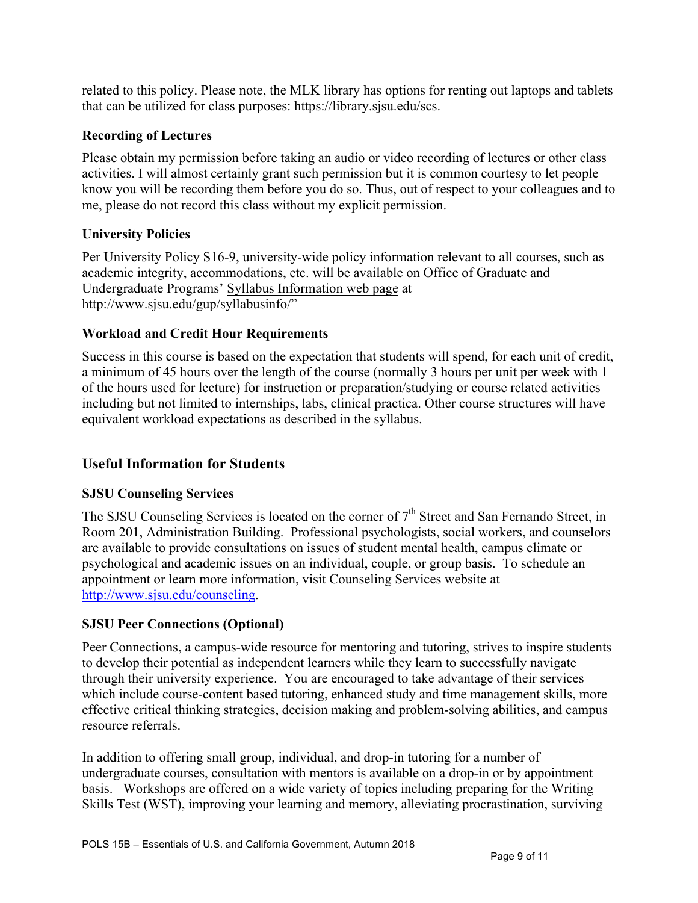related to this policy. Please note, the MLK library has options for renting out laptops and tablets that can be utilized for class purposes: https://library.sjsu.edu/scs.

### Recording of Lectures

Please obtain my permission before taking an audio or video recording of lectures or other class activities. I will almost certainly grant such permission but it is common courtesy to let people know you will be recording them before you do so. Thus, out of respect to your colleagues and to me, please do not record this class without my explicit permission.

### University Policies

Per University Policy S16-9, university-wide policy information relevant to all courses, such as academic integrity, accommodations, etc. will be available on Office of Graduate and Undergraduate Programs' Syllabus Information web page at http://www.sjsu.edu/gup/syllabusinfo/"

### Workload and Credit Hour Requirements

Success in this course is based on the expectation that students will spend, for each unit of credit, a minimum of 45 hours over the length of the course (normally 3 hours per unit per week with 1 of the hours used for lecture) for instruction or preparation/studying or course related activities including but not limited to internships, labs, clinical practica. Other course structures will have equivalent workload expectations as described in the syllabus.

## Useful Information for Students

### SJSU Counseling Services

The SJSU Counseling Services is located on the corner of 7th Street and San Fernando Street, in Room 201, Administration Building. Professional psychologists, social workers, and counselors are available to provide consultations on issues of student mental health, campus climate or psychological and academic issues on an individual, couple, or group basis. To schedule an appointment or learn more information, visit Counseling Services website at http://www.sjsu.edu/counseling.

### SJSU Peer Connections (Optional)

Peer Connections, a campus-wide resource for mentoring and tutoring, strives to inspire students to develop their potential as independent learners while they learn to successfully navigate through their university experience. You are encouraged to take advantage of their services which include course-content based tutoring, enhanced study and time management skills, more effective critical thinking strategies, decision making and problem-solving abilities, and campus resource referrals.

In addition to offering small group, individual, and drop-in tutoring for a number of undergraduate courses, consultation with mentors is available on a drop-in or by appointment basis. Workshops are offered on a wide variety of topics including preparing for the Writing Skills Test (WST), improving your learning and memory, alleviating procrastination, surviving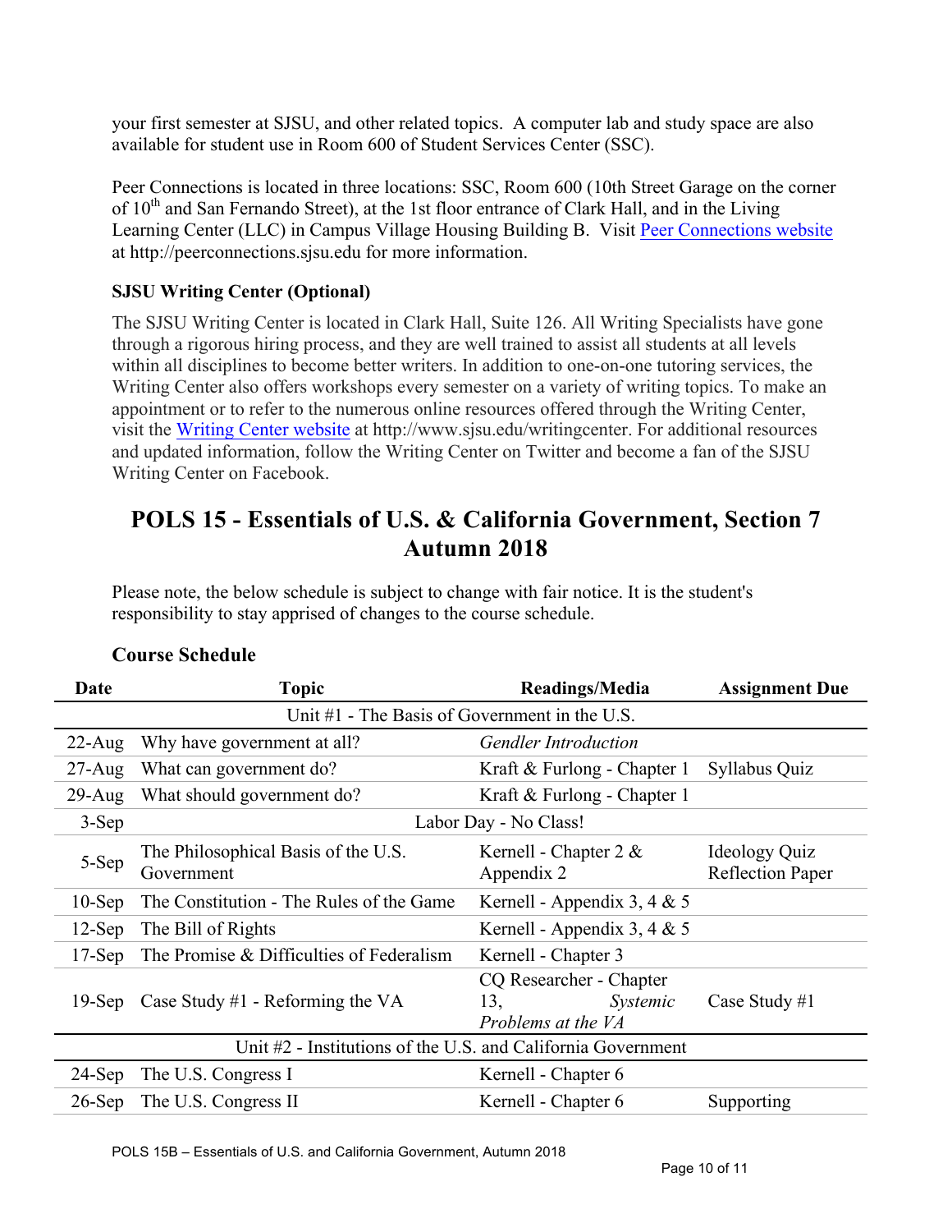your first semester at SJSU, and other related topics. A computer lab and study space are also available for student use in Room 600 of Student Services Center (SSC).

Peer Connections is located in three locations: SSC, Room 600 (10th Street Garage on the corner of 10th and San Fernando Street), at the 1st floor entrance of Clark Hall, and in the Living Learning Center (LLC) in Campus Village Housing Building B. Visit Peer Connections website at http://peerconnections.sjsu.edu for more information.

### SJSU Writing Center (Optional)

The SJSU Writing Center is located in Clark Hall, Suite 126. All Writing Specialists have gone through a rigorous hiring process, and they are well trained to assist all students at all levels within all disciplines to become better writers. In addition to one-on-one tutoring services, the Writing Center also offers workshops every semester on a variety of writing topics. To make an appointment or to refer to the numerous online resources offered through the Writing Center, visit the Writing Center website at http://www.sjsu.edu/writingcenter. For additional resources and updated information, follow the Writing Center on Twitter and become a fan of the SJSU Writing Center on Facebook.

## POLS 15 - Essentials of U.S. & California Government, Section 7 Autumn 2018

Please note, the below schedule is subject to change with fair notice. It is the student's responsibility to stay apprised of changes to the course schedule.

### Course Schedule

| Date | Topic | Readings/Media | Assignment Due |
|---|---|---|---|
| | Unit #1 - The Basis of Government in the U.S. | | |
| 22-Aug | Why have government at all? | *Gendler Introduction* | |
| 27-Aug | What can government do? | Kraft & Furlong - Chapter 1 | Syllabus Quiz |
| 29-Aug | What should government do? | Kraft & Furlong - Chapter 1 | |
| 3-Sep | Labor Day - No Class! | | |
| 5-Sep | The Philosophical Basis of the U.S. Government | Kernell - Chapter 2 & Appendix 2 | Ideology Quiz Reflection Paper |
| 10-Sep | The Constitution - The Rules of the Game | Kernell - Appendix 3, 4 & 5 | |
| 12-Sep | The Bill of Rights | Kernell - Appendix 3, 4 & 5 | |
| 17-Sep | The Promise & Difficulties of Federalism | Kernell - Chapter 3 | |
| 19-Sep | Case Study #1 - Reforming the VA | CQ Researcher - Chapter 13, *Systemic Problems at the VA* | Case Study #1 |
| | Unit #2 - Institutions of the U.S. and California Government | | |
| 24-Sep | The U.S. Congress I | Kernell - Chapter 6 | |
| 26-Sep | The U.S. Congress II | Kernell - Chapter 6 | Supporting |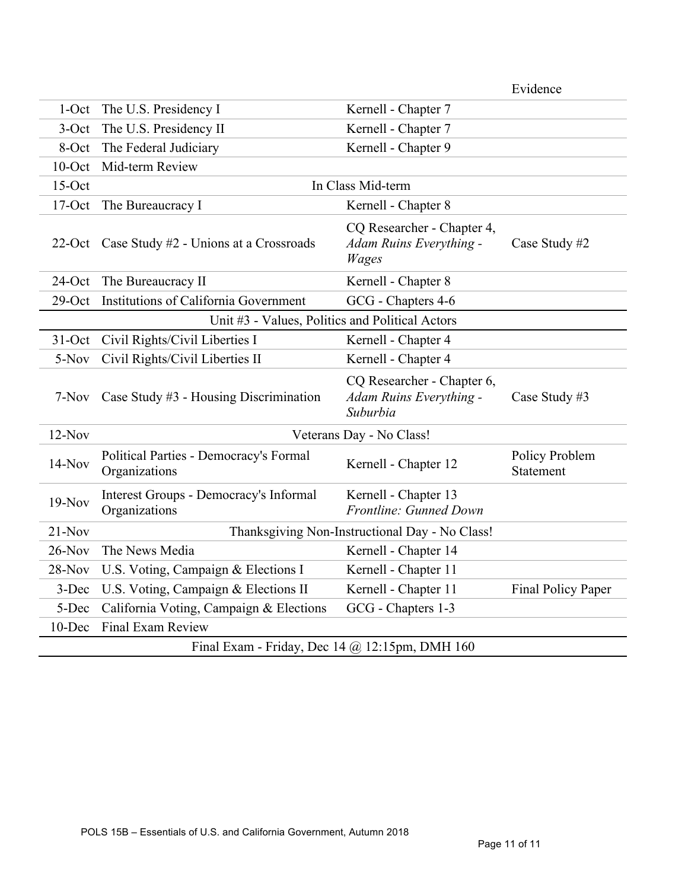| | | | |
|---|---|---|---|
| | | | Evidence |
| 1-Oct | The U.S. Presidency I | Kernell - Chapter 7 | |
| 3-Oct | The U.S. Presidency II | Kernell - Chapter 7 | |
| 8-Oct | The Federal Judiciary | Kernell - Chapter 9 | |
| 10-Oct | Mid-term Review | | |
| 15-Oct | In Class Mid-term | | |
| 17-Oct | The Bureaucracy I | Kernell - Chapter 8 | |
| 22-Oct | Case Study #2 - Unions at a Crossroads | CQ Researcher - Chapter 4, *Adam Ruins Everything - Wages* | Case Study #2 |
| 24-Oct | The Bureaucracy II | Kernell - Chapter 8 | |
| 29-Oct | Institutions of California Government | GCG - Chapters 4-6 | |
| Unit #3 - Values, Politics and Political Actors | | | |
| 31-Oct | Civil Rights/Civil Liberties I | Kernell - Chapter 4 | |
| 5-Nov | Civil Rights/Civil Liberties II | Kernell - Chapter 4 | |
| 7-Nov | Case Study #3 - Housing Discrimination | CQ Researcher - Chapter 6, *Adam Ruins Everything - Suburbia* | Case Study #3 |
| 12-Nov | Veterans Day - No Class! | | |
| 14-Nov | Political Parties - Democracy's Formal Organizations | Kernell - Chapter 12 | Policy Problem Statement |
| 19-Nov | Interest Groups - Democracy's Informal Organizations | Kernell - Chapter 13 *Frontline: Gunned Down* | |
| 21-Nov | Thanksgiving Non-Instructional Day - No Class! | | |
| 26-Nov | The News Media | Kernell - Chapter 14 | |
| 28-Nov | U.S. Voting, Campaign & Elections I | Kernell - Chapter 11 | |
| 3-Dec | U.S. Voting, Campaign & Elections II | Kernell - Chapter 11 | Final Policy Paper |
| 5-Dec | California Voting, Campaign & Elections | GCG - Chapters 1-3 | |
| 10-Dec | Final Exam Review | | |
| Final Exam - Friday, Dec 14 @ 12:15pm, DMH 160 | | | |